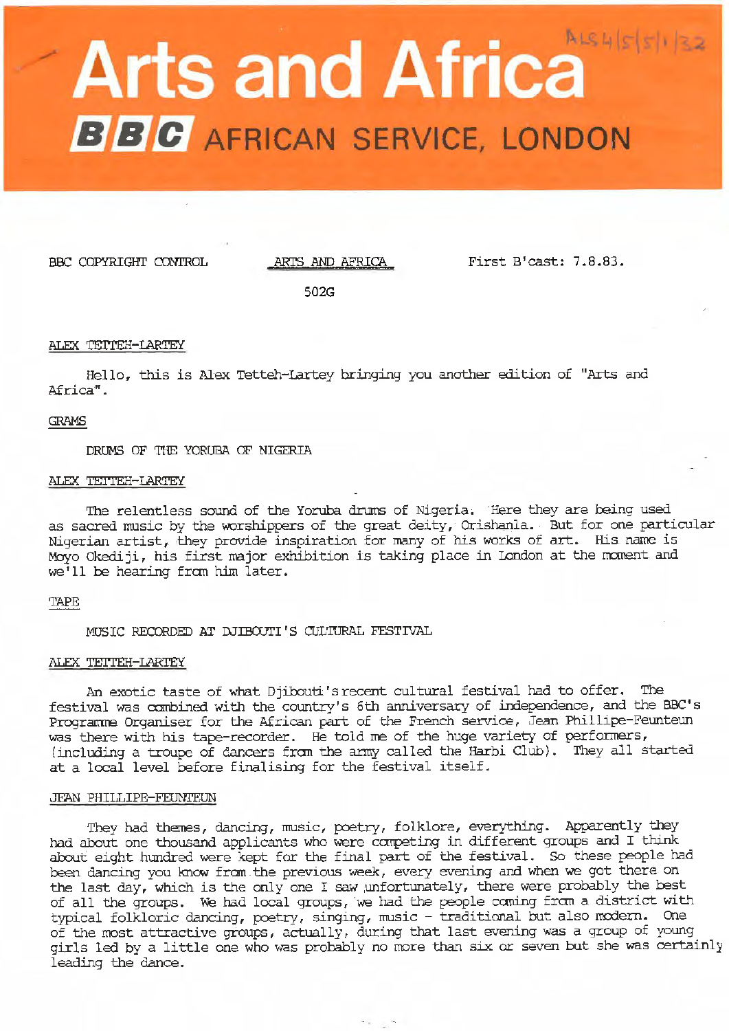# Arts and Africa

## BBC AFRICAN SERVICE, LONDON

ALS 4/5/5/1/32

BBC COPYRIGHT CONTROL

ARTS AND AFRICA

First B'cast: 7.8.83.

502G

ALEX TETTEH-LARTEY

Hello, this is Alex Tetteh-Lartey bringing you another edition of "Arts and Africa".

GRAMS

DRUMS OF THE YORUBA OF NIGERIA

ALEX TETTEH-LARTEY

The relentless sound of the Yoruba drums of Nigeria. Here they are being used as sacred music by the worshippers of the great deity, Orishanla. But for one particular Nigerian artist, they provide inspiration for many of his works of art. His name is Moyo Okediji, his first major exhibition is taking place in London at the moment and we'll be hearing from him later.

TAPE

MUSIC RECORDED AT DJIBOUTI'S CULTURAL FESTIVAL

ALEX TETTEH-LARTEY

An exotic taste of what Djibouti's recent cultural festival had to offer. The festival was combined with the country's 6th anniversary of independence, and the BBC's Programme Organiser for the African part of the French service, Jean Phillipe-Feunteun was there with his tape-recorder. He told me of the huge variety of performers, (including a troupe of dancers from the army called the Harbi Club). They all started at a local level before finalising for the festival itself.

JEAN PHILLIPE-FEUNTEUN

They had themes, dancing, music, poetry, folklore, everything. Apparently they had about one thousand applicants who were competing in different groups and I think about eight hundred were kept for the final part of the festival. So these people had been dancing you know from the previous week, every evening and when we got there on the last day, which is the only one I saw unfortunately, there were probably the best of all the groups. We had local groups, we had the people coming from a district with typical folkloric dancing, poetry, singing, music - traditional but also modern. One of the most attractive groups, actually, during that last evening was a group of young girls led by a little one who was probably no more than six or seven but she was certainly leading the dance.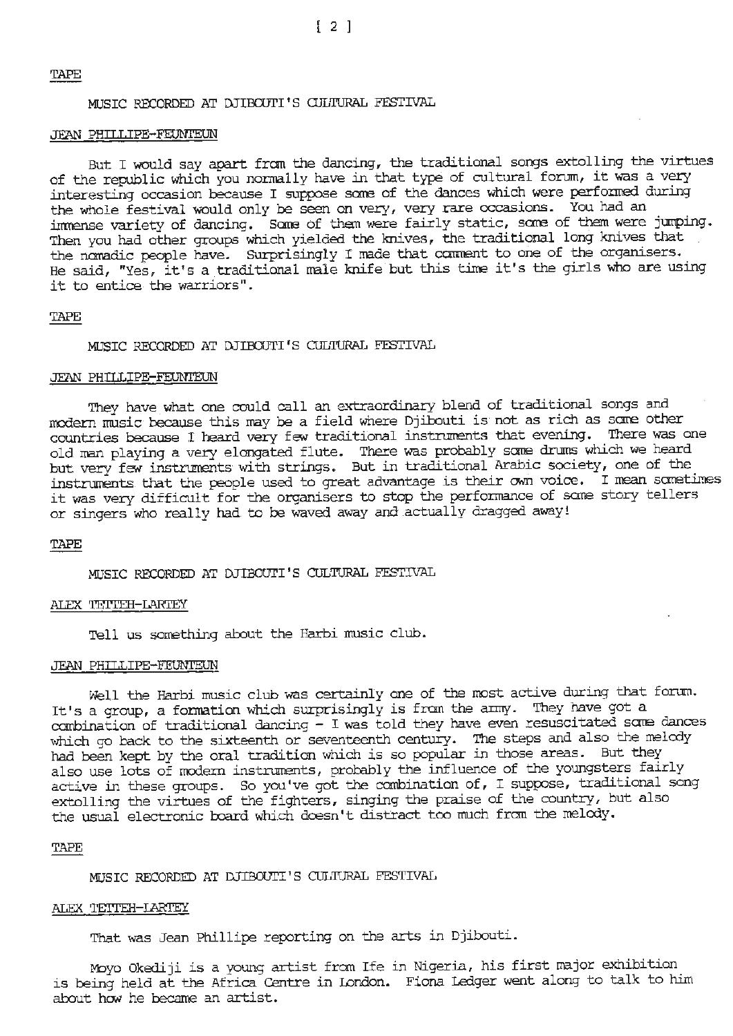TAPE

MUSIC RECORDED AT DJIBOUTI'S CULTURAL FESTIVAL

JEAN PHILLIPE-FEUNTEUN

But I would say apart from the dancing, the traditional songs extolling the virtues of the republic which you normally have in that type of cultural forum, it was a very interesting occasion because I suppose some of the dances which were performed during the whole festival would only be seen on very, very rare occasions. You had an immense variety of dancing. Some of them were fairly static, some of them were jumping. Then you had other groups which yielded the knives, the traditional long knives that the nomadic people have. Surprisingly I made that comment to one of the organisers. He said, "Yes, it's a traditional male knife but this time it's the girls who are using it to entice the warriors".

TAPE

MUSIC RECORDED AT DJIBOUTI'S CULTURAL FESTIVAL

JEAN PHILLIPE-FEUNTEUN

They have what one could call an extraordinary blend of traditional songs and modern music because this may be a field where Djibouti is not as rich as some other countries because I heard very few traditional instruments that evening. There was one old man playing a very elongated flute. There was probably some drums which we heard but very few instruments with strings. But in traditional Arabic society, one of the instruments that the people used to great advantage is their own voice. I mean sometimes it was very difficult for the organisers to stop the performance of some story tellers or singers who really had to be waved away and actually dragged away!

TAPE

MUSIC RECORDED AT DJIBOUTI'S CULTURAL FESTIVAL

ALEX TETTEH-LARTEY

Tell us something about the Harbi music club.

JEAN PHILLIPE-FEUNTEUN

Well the Harbi music club was certainly one of the most active during that forum. It's a group, a formation which surprisingly is from the army. They have got a combination of traditional dancing - I was told they have even resuscitated some dances which go back to the sixteenth or seventeenth century. The steps and also the melody had been kept by the oral tradition which is so popular in those areas. But they also use lots of modern instruments, probably the influence of the youngsters fairly active in these groups. So you've got the combination of, I suppose, traditional song extolling the virtues of the fighters, singing the praise of the country, but also the usual electronic board which doesn't distract too much from the melody.

TAPE

MUSIC RECORDED AT DJIBOUTI'S CULTURAL FESTIVAL

ALEX TETTEH-LARTEY

That was Jean Phillipe reporting on the arts in Djibouti.

Moyo Okediji is a young artist from Ife in Nigeria, his first major exhibition is being held at the Africa Centre in London. Fiona Ledger went along to talk to him about how he became an artist.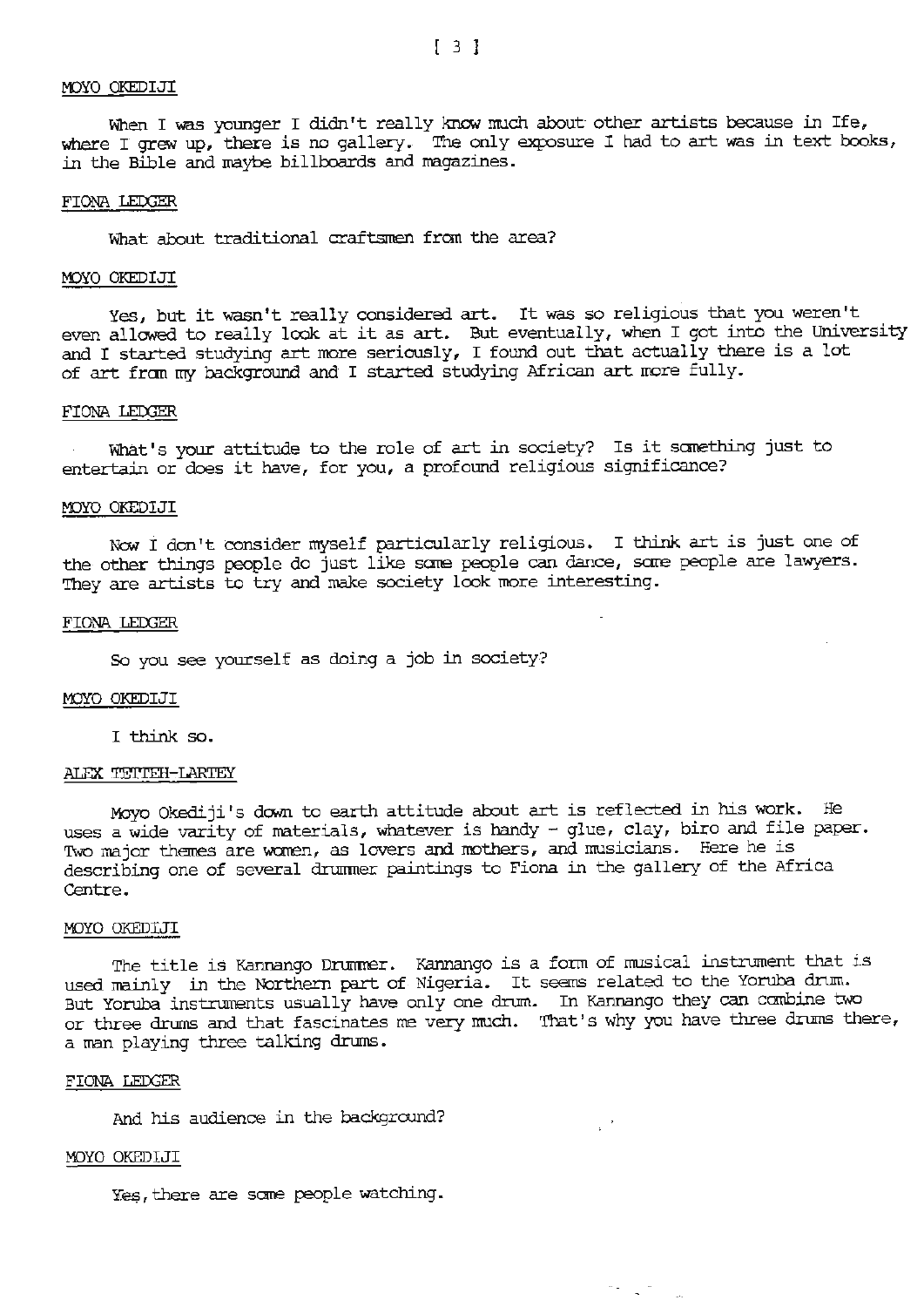MOYO OKEDIJI

When I was younger I didn't really know much about other artists because in Ife, where I grew up, there is no gallery. The only exposure I had to art was in text books, in the Bible and maybe billboards and magazines.

FIONA LEDGER

What about traditional craftsmen from the area?

MOYO OKEDIJI

Yes, but it wasn't really considered art. It was so religious that you weren't even allowed to really look at it as art. But eventually, when I got into the University and I started studying art more seriously, I found out that actually there is a lot of art from my background and I started studying African art more fully.

FIONA LEDGER

What's your attitude to the role of art in society? Is it something just to entertain or does it have, for you, a profound religious significance?

MOYO OKEDIJI

Now I don't consider myself particularly religious. I think art is just one of the other things people do just like some people can dance, some people are lawyers. They are artists to try and make society look more interesting.

FIONA LEDGER

So you see yourself as doing a job in society?

MOYO OKEDIJI

I think so.

ALEX TETTEH-LARTEY

Moyo Okediji's down to earth attitude about art is reflected in his work. He uses a wide varity of materials, whatever is handy - glue, clay, biro and file paper. Two major themes are women, as lovers and mothers, and musicians. Here he is describing one of several drummer paintings to Fiona in the gallery of the Africa Centre.

MOYO OKEDIJI

The title is Kannango Drummer. Kannango is a form of musical instrument that is used mainly in the Northern part of Nigeria. It seems related to the Yoruba drum. But Yoruba instruments usually have only one drum. In Kannango they can combine two or three drums and that fascinates me very much. That's why you have three drums there, a man playing three talking drums.

FIONA LEDGER

And his audience in the background?

MOYO OKEDIJI

Yes, there are some people watching.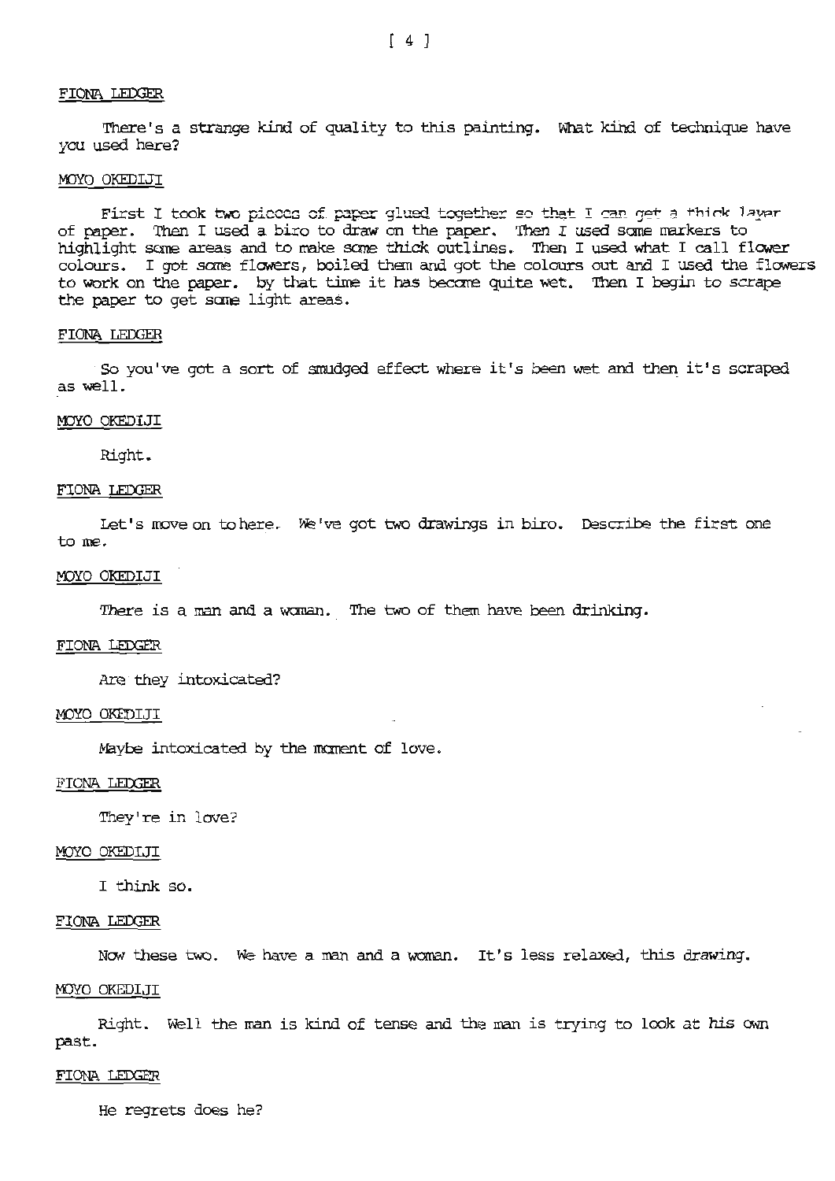FIONA LEDGER

There's a strange kind of quality to this painting. What kind of technique have you used here?

MOYO OKEDIJI

First I took two pieces of paper glued together so that I can get a thick layer of paper. Then I used a biro to draw on the paper. Then I used some markers to highlight some areas and to make some thick outlines. Then I used what I call flower colours. I got some flowers, boiled them and got the colours out and I used the flowers to work on the paper. by that time it has become quite wet. Then I begin to scrape the paper to get some light areas.

FIONA LEDGER

So you've got a sort of smudged effect where it's been wet and then it's scraped as well.

MOYO OKEDIJI

Right.

FIONA LEDGER

Let's move on to here. We've got two drawings in biro. Describe the first one to me.

MOYO OKEDIJI

There is a man and a woman. The two of them have been drinking.

FIONA LEDGER

Are they intoxicated?

MOYO OKEDIJI

Maybe intoxicated by the moment of love.

FIONA LEDGER

They're in love?

MOYO OKEDIJI

I think so.

FIONA LEDGER

Now these two. We have a man and a woman. It's less relaxed, this drawing.

MOYO OKEDIJI

Right. Well the man is kind of tense and the man is trying to look at his own past.

FIONA LEDGER

He regrets does he?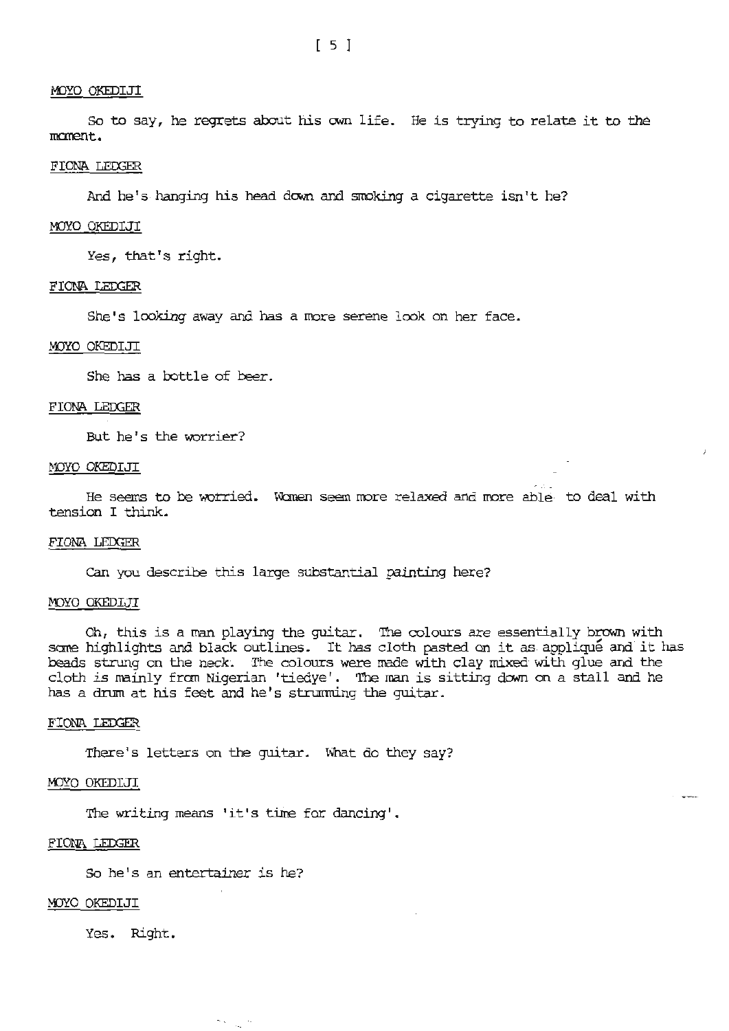MOYO OKEDIJI

So to say, he regrets about his own life. He is trying to relate it to the moment.

FIONA LEDGER

And he's hanging his head down and smoking a cigarette isn't he?

MOYO OKEDIJI

Yes, that's right.

FIONA LEDGER

She's looking away and has a more serene look on her face.

MOYO OKEDIJI

She has a bottle of beer.

FIONA LEDGER

But he's the worrier?

MOYO OKEDIJI

He seems to be worried. Women seem more relaxed and more able to deal with tension I think.

FIONA LEDGER

Can you describe this large substantial painting here?

MOYO OKEDIJI

Oh, this is a man playing the guitar. The colours are essentially brown with some highlights and black outlines. It has cloth pasted on it as appliqué and it has beads strung on the neck. The colours were made with clay mixed with glue and the cloth is mainly from Nigerian 'tiedye'. The man is sitting down on a stall and he has a drum at his feet and he's strumming the guitar.

FIONA LEDGER

There's letters on the guitar. What do they say?

MOYO OKEDIJI

The writing means 'it's time for dancing'.

FIONA LEDGER

So he's an entertainer is he?

MOYO OKEDIJI

Yes. Right.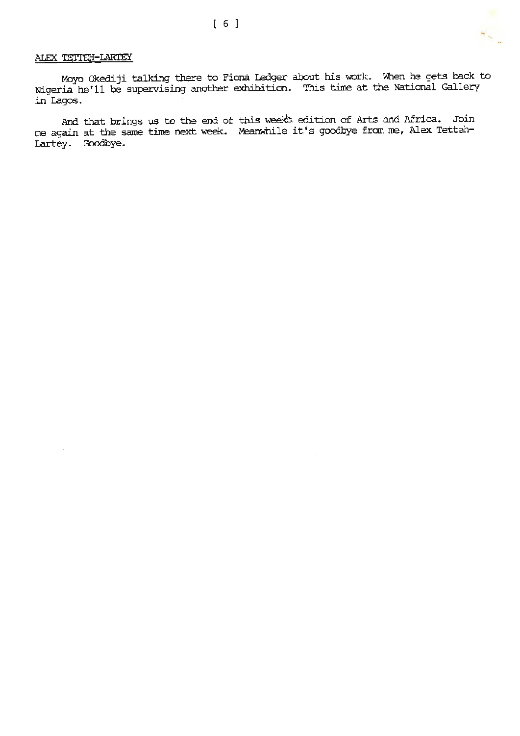ALEX TETTEH-LARTEY

Moyo Okediji talking there to Fiona Ledger about his work. When he gets back to Nigeria he'll be supervising another exhibition. This time at the National Gallery in Lagos.

And that brings us to the end of this week's edition of Arts and Africa. Join me again at the same time next week. Meanwhile it's goodbye from me, Alex Tetteh-Lartey. Goodbye.